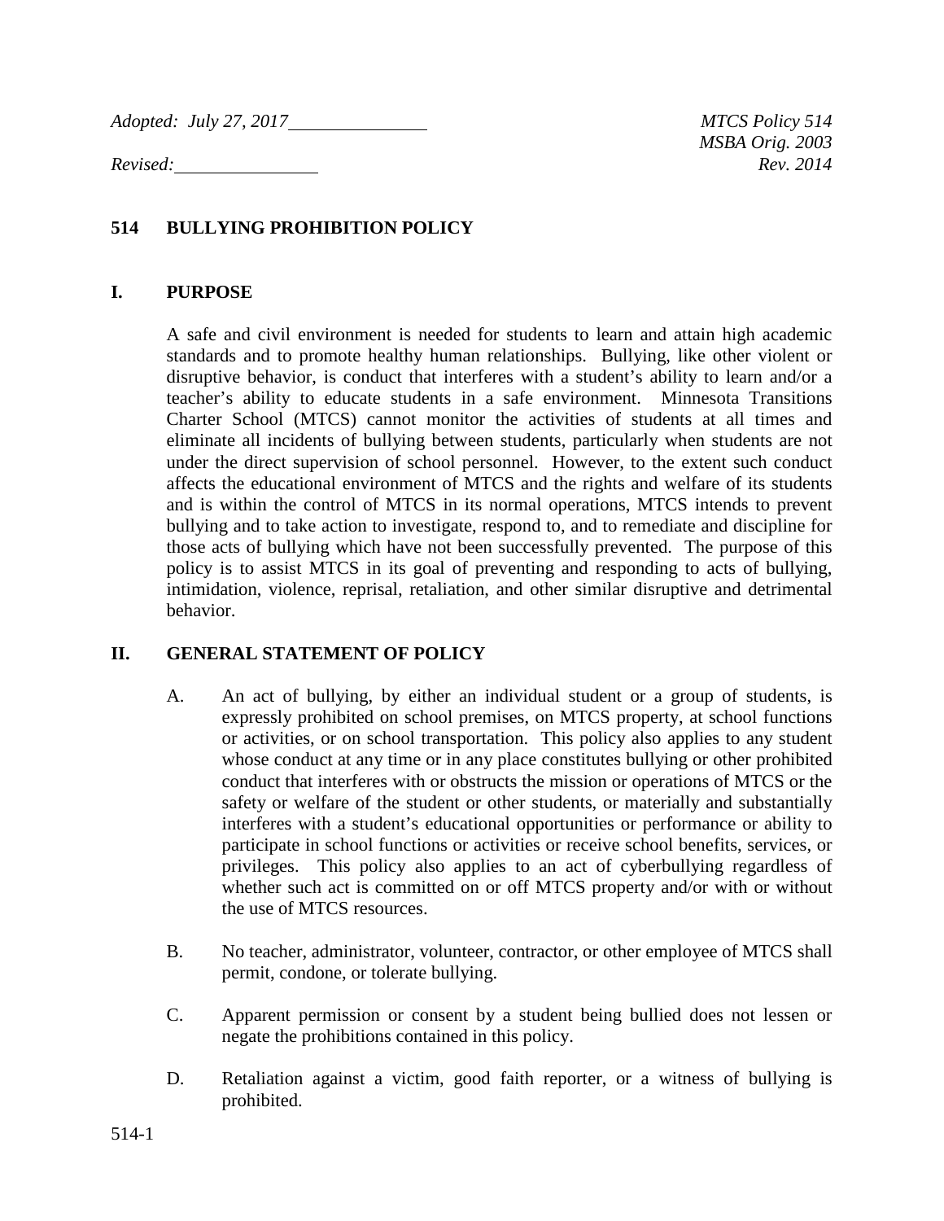*Adopted: July 27, 2017* *MTCS Policy 514*
*MSBA Orig. 2003*
*Revised:* *Rev. 2014*

# 514 BULLYING PROHIBITION POLICY

## I. PURPOSE

A safe and civil environment is needed for students to learn and attain high academic standards and to promote healthy human relationships. Bullying, like other violent or disruptive behavior, is conduct that interferes with a student's ability to learn and/or a teacher's ability to educate students in a safe environment. Minnesota Transitions Charter School (MTCS) cannot monitor the activities of students at all times and eliminate all incidents of bullying between students, particularly when students are not under the direct supervision of school personnel. However, to the extent such conduct affects the educational environment of MTCS and the rights and welfare of its students and is within the control of MTCS in its normal operations, MTCS intends to prevent bullying and to take action to investigate, respond to, and to remediate and discipline for those acts of bullying which have not been successfully prevented. The purpose of this policy is to assist MTCS in its goal of preventing and responding to acts of bullying, intimidation, violence, reprisal, retaliation, and other similar disruptive and detrimental behavior.

## II. GENERAL STATEMENT OF POLICY

A. An act of bullying, by either an individual student or a group of students, is expressly prohibited on school premises, on MTCS property, at school functions or activities, or on school transportation. This policy also applies to any student whose conduct at any time or in any place constitutes bullying or other prohibited conduct that interferes with or obstructs the mission or operations of MTCS or the safety or welfare of the student or other students, or materially and substantially interferes with a student's educational opportunities or performance or ability to participate in school functions or activities or receive school benefits, services, or privileges. This policy also applies to an act of cyberbullying regardless of whether such act is committed on or off MTCS property and/or with or without the use of MTCS resources.

B. No teacher, administrator, volunteer, contractor, or other employee of MTCS shall permit, condone, or tolerate bullying.

C. Apparent permission or consent by a student being bullied does not lessen or negate the prohibitions contained in this policy.

D. Retaliation against a victim, good faith reporter, or a witness of bullying is prohibited.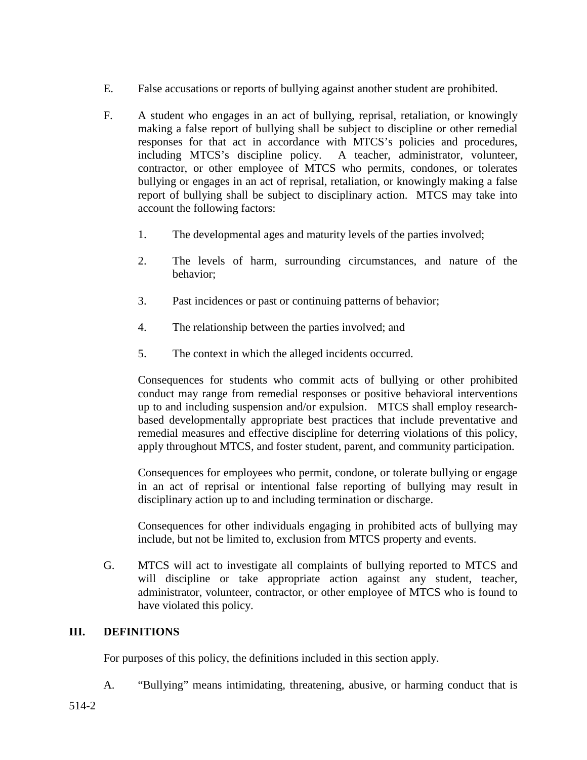E. False accusations or reports of bullying against another student are prohibited.

F. A student who engages in an act of bullying, reprisal, retaliation, or knowingly making a false report of bullying shall be subject to discipline or other remedial responses for that act in accordance with MTCS's policies and procedures, including MTCS's discipline policy. A teacher, administrator, volunteer, contractor, or other employee of MTCS who permits, condones, or tolerates bullying or engages in an act of reprisal, retaliation, or knowingly making a false report of bullying shall be subject to disciplinary action. MTCS may take into account the following factors:

   1. The developmental ages and maturity levels of the parties involved;

   2. The levels of harm, surrounding circumstances, and nature of the behavior;

   3. Past incidences or past or continuing patterns of behavior;

   4. The relationship between the parties involved; and

   5. The context in which the alleged incidents occurred.

   Consequences for students who commit acts of bullying or other prohibited conduct may range from remedial responses or positive behavioral interventions up to and including suspension and/or expulsion. MTCS shall employ research-based developmentally appropriate best practices that include preventative and remedial measures and effective discipline for deterring violations of this policy, apply throughout MTCS, and foster student, parent, and community participation.

   Consequences for employees who permit, condone, or tolerate bullying or engage in an act of reprisal or intentional false reporting of bullying may result in disciplinary action up to and including termination or discharge.

   Consequences for other individuals engaging in prohibited acts of bullying may include, but not be limited to, exclusion from MTCS property and events.

G. MTCS will act to investigate all complaints of bullying reported to MTCS and will discipline or take appropriate action against any student, teacher, administrator, volunteer, contractor, or other employee of MTCS who is found to have violated this policy.

## III. DEFINITIONS

For purposes of this policy, the definitions included in this section apply.

A. "Bullying" means intimidating, threatening, abusive, or harming conduct that is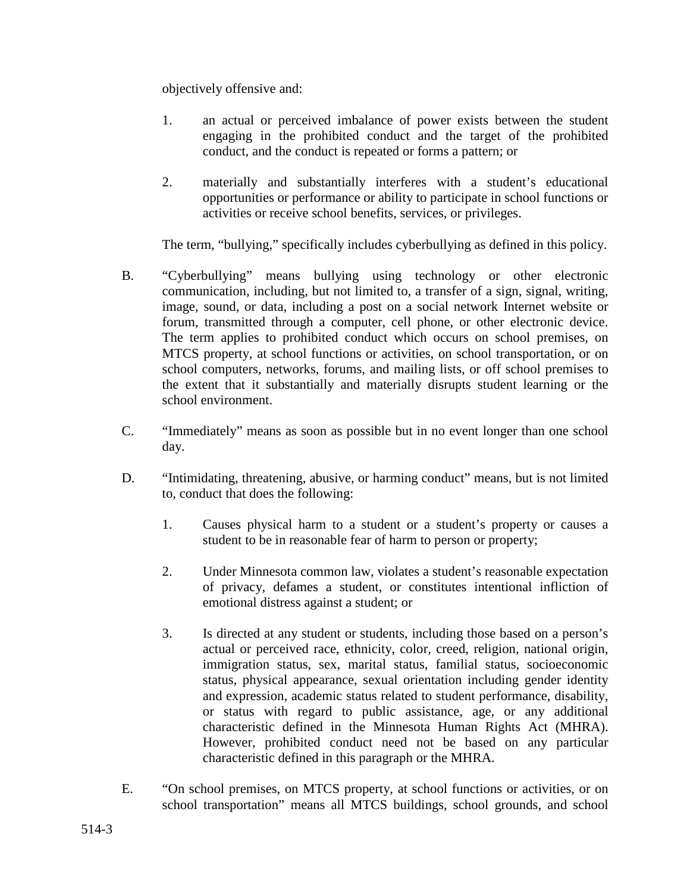objectively offensive and:

1. an actual or perceived imbalance of power exists between the student engaging in the prohibited conduct and the target of the prohibited conduct, and the conduct is repeated or forms a pattern; or

2. materially and substantially interferes with a student's educational opportunities or performance or ability to participate in school functions or activities or receive school benefits, services, or privileges.

The term, "bullying," specifically includes cyberbullying as defined in this policy.

B. "Cyberbullying" means bullying using technology or other electronic communication, including, but not limited to, a transfer of a sign, signal, writing, image, sound, or data, including a post on a social network Internet website or forum, transmitted through a computer, cell phone, or other electronic device. The term applies to prohibited conduct which occurs on school premises, on MTCS property, at school functions or activities, on school transportation, or on school computers, networks, forums, and mailing lists, or off school premises to the extent that it substantially and materially disrupts student learning or the school environment.

C. "Immediately" means as soon as possible but in no event longer than one school day.

D. "Intimidating, threatening, abusive, or harming conduct" means, but is not limited to, conduct that does the following:

1. Causes physical harm to a student or a student's property or causes a student to be in reasonable fear of harm to person or property;

2. Under Minnesota common law, violates a student's reasonable expectation of privacy, defames a student, or constitutes intentional infliction of emotional distress against a student; or

3. Is directed at any student or students, including those based on a person's actual or perceived race, ethnicity, color, creed, religion, national origin, immigration status, sex, marital status, familial status, socioeconomic status, physical appearance, sexual orientation including gender identity and expression, academic status related to student performance, disability, or status with regard to public assistance, age, or any additional characteristic defined in the Minnesota Human Rights Act (MHRA). However, prohibited conduct need not be based on any particular characteristic defined in this paragraph or the MHRA.

E. "On school premises, on MTCS property, at school functions or activities, or on school transportation" means all MTCS buildings, school grounds, and school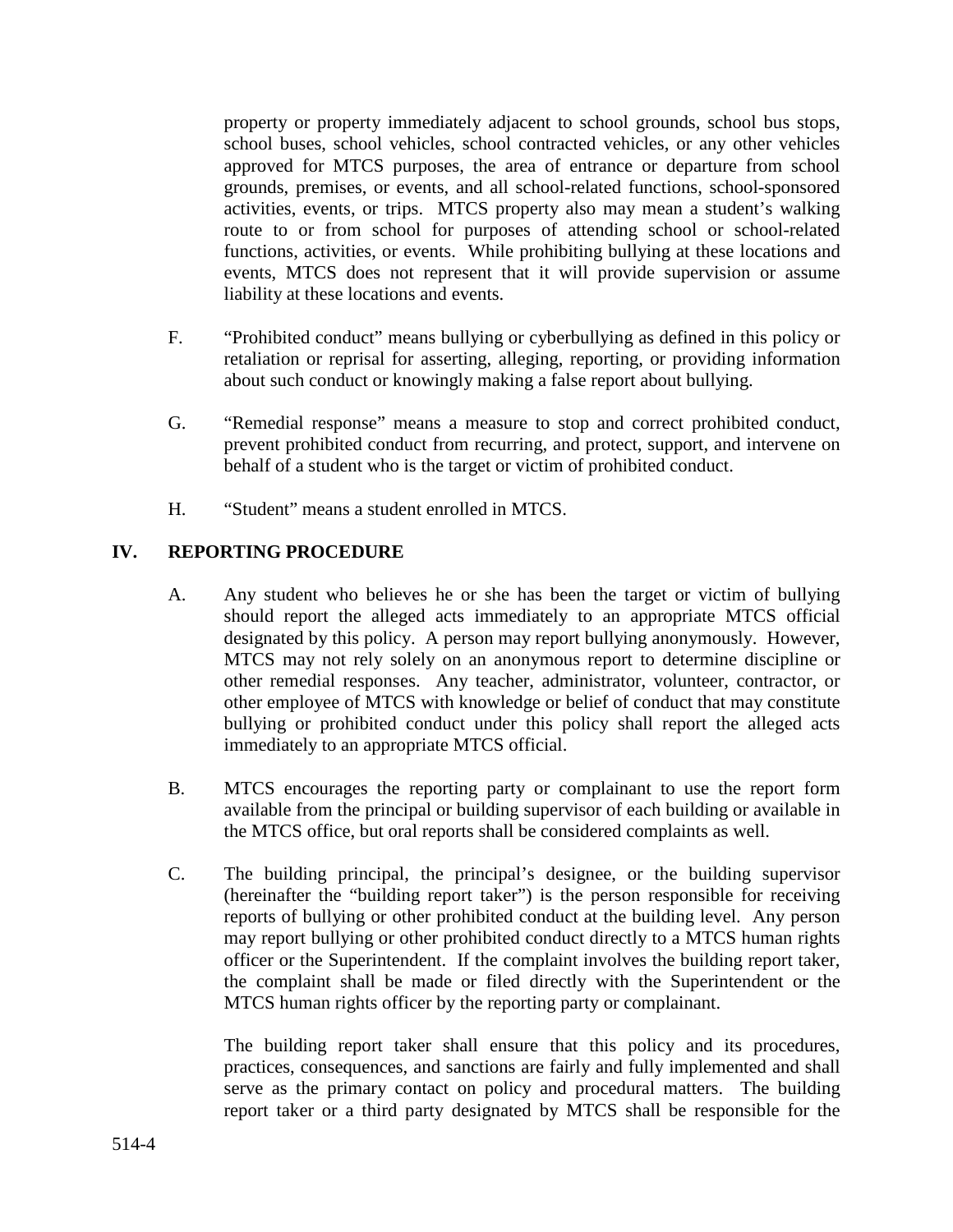property or property immediately adjacent to school grounds, school bus stops, school buses, school vehicles, school contracted vehicles, or any other vehicles approved for MTCS purposes, the area of entrance or departure from school grounds, premises, or events, and all school-related functions, school-sponsored activities, events, or trips. MTCS property also may mean a student's walking route to or from school for purposes of attending school or school-related functions, activities, or events. While prohibiting bullying at these locations and events, MTCS does not represent that it will provide supervision or assume liability at these locations and events.

F. "Prohibited conduct" means bullying or cyberbullying as defined in this policy or retaliation or reprisal for asserting, alleging, reporting, or providing information about such conduct or knowingly making a false report about bullying.

G. "Remedial response" means a measure to stop and correct prohibited conduct, prevent prohibited conduct from recurring, and protect, support, and intervene on behalf of a student who is the target or victim of prohibited conduct.

H. "Student" means a student enrolled in MTCS.

## IV. REPORTING PROCEDURE

A. Any student who believes he or she has been the target or victim of bullying should report the alleged acts immediately to an appropriate MTCS official designated by this policy. A person may report bullying anonymously. However, MTCS may not rely solely on an anonymous report to determine discipline or other remedial responses. Any teacher, administrator, volunteer, contractor, or other employee of MTCS with knowledge or belief of conduct that may constitute bullying or prohibited conduct under this policy shall report the alleged acts immediately to an appropriate MTCS official.

B. MTCS encourages the reporting party or complainant to use the report form available from the principal or building supervisor of each building or available in the MTCS office, but oral reports shall be considered complaints as well.

C. The building principal, the principal's designee, or the building supervisor (hereinafter the "building report taker") is the person responsible for receiving reports of bullying or other prohibited conduct at the building level. Any person may report bullying or other prohibited conduct directly to a MTCS human rights officer or the Superintendent. If the complaint involves the building report taker, the complaint shall be made or filed directly with the Superintendent or the MTCS human rights officer by the reporting party or complainant.

The building report taker shall ensure that this policy and its procedures, practices, consequences, and sanctions are fairly and fully implemented and shall serve as the primary contact on policy and procedural matters. The building report taker or a third party designated by MTCS shall be responsible for the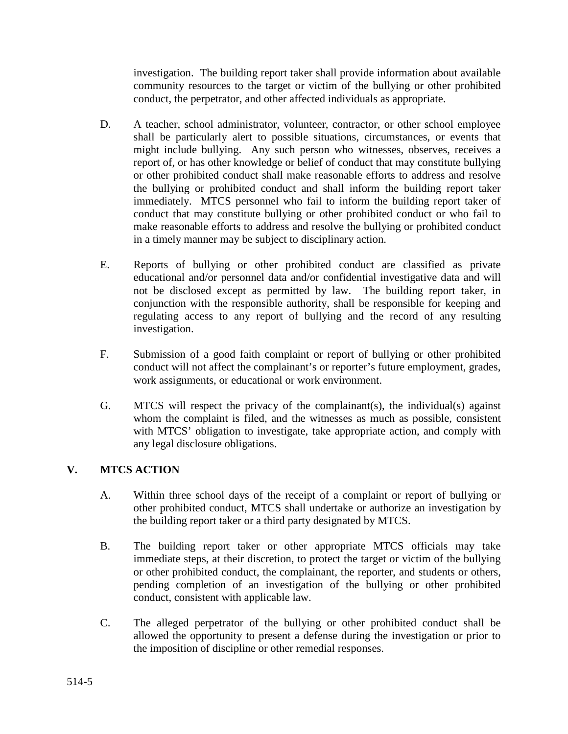investigation. The building report taker shall provide information about available community resources to the target or victim of the bullying or other prohibited conduct, the perpetrator, and other affected individuals as appropriate.

D. A teacher, school administrator, volunteer, contractor, or other school employee shall be particularly alert to possible situations, circumstances, or events that might include bullying. Any such person who witnesses, observes, receives a report of, or has other knowledge or belief of conduct that may constitute bullying or other prohibited conduct shall make reasonable efforts to address and resolve the bullying or prohibited conduct and shall inform the building report taker immediately. MTCS personnel who fail to inform the building report taker of conduct that may constitute bullying or other prohibited conduct or who fail to make reasonable efforts to address and resolve the bullying or prohibited conduct in a timely manner may be subject to disciplinary action.

E. Reports of bullying or other prohibited conduct are classified as private educational and/or personnel data and/or confidential investigative data and will not be disclosed except as permitted by law. The building report taker, in conjunction with the responsible authority, shall be responsible for keeping and regulating access to any report of bullying and the record of any resulting investigation.

F. Submission of a good faith complaint or report of bullying or other prohibited conduct will not affect the complainant's or reporter's future employment, grades, work assignments, or educational or work environment.

G. MTCS will respect the privacy of the complainant(s), the individual(s) against whom the complaint is filed, and the witnesses as much as possible, consistent with MTCS' obligation to investigate, take appropriate action, and comply with any legal disclosure obligations.

## V. MTCS ACTION

A. Within three school days of the receipt of a complaint or report of bullying or other prohibited conduct, MTCS shall undertake or authorize an investigation by the building report taker or a third party designated by MTCS.

B. The building report taker or other appropriate MTCS officials may take immediate steps, at their discretion, to protect the target or victim of the bullying or other prohibited conduct, the complainant, the reporter, and students or others, pending completion of an investigation of the bullying or other prohibited conduct, consistent with applicable law.

C. The alleged perpetrator of the bullying or other prohibited conduct shall be allowed the opportunity to present a defense during the investigation or prior to the imposition of discipline or other remedial responses.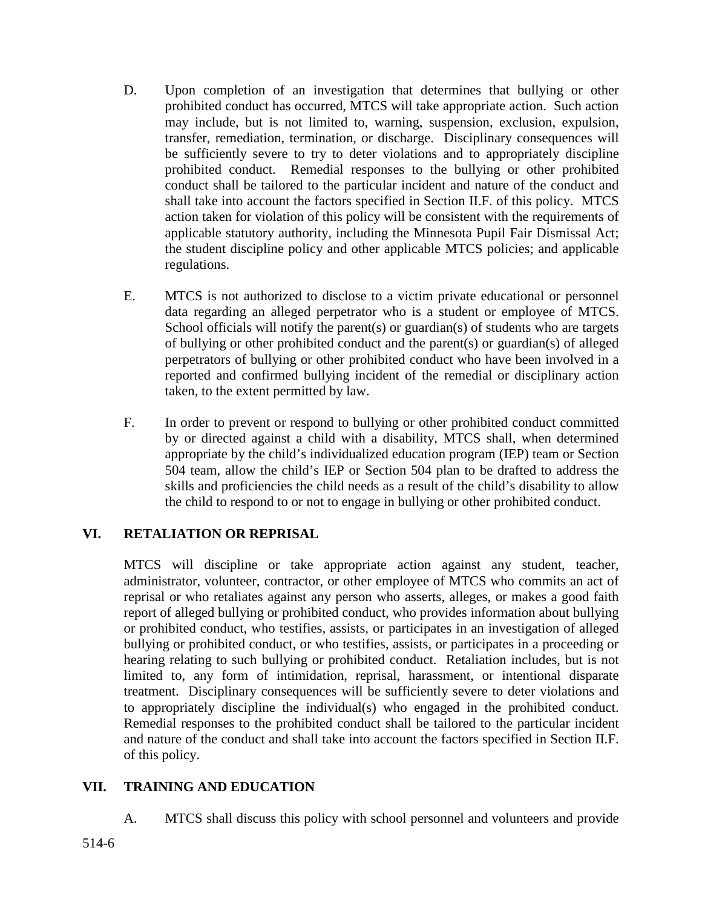D. Upon completion of an investigation that determines that bullying or other prohibited conduct has occurred, MTCS will take appropriate action. Such action may include, but is not limited to, warning, suspension, exclusion, expulsion, transfer, remediation, termination, or discharge. Disciplinary consequences will be sufficiently severe to try to deter violations and to appropriately discipline prohibited conduct. Remedial responses to the bullying or other prohibited conduct shall be tailored to the particular incident and nature of the conduct and shall take into account the factors specified in Section II.F. of this policy. MTCS action taken for violation of this policy will be consistent with the requirements of applicable statutory authority, including the Minnesota Pupil Fair Dismissal Act; the student discipline policy and other applicable MTCS policies; and applicable regulations.

E. MTCS is not authorized to disclose to a victim private educational or personnel data regarding an alleged perpetrator who is a student or employee of MTCS. School officials will notify the parent(s) or guardian(s) of students who are targets of bullying or other prohibited conduct and the parent(s) or guardian(s) of alleged perpetrators of bullying or other prohibited conduct who have been involved in a reported and confirmed bullying incident of the remedial or disciplinary action taken, to the extent permitted by law.

F. In order to prevent or respond to bullying or other prohibited conduct committed by or directed against a child with a disability, MTCS shall, when determined appropriate by the child's individualized education program (IEP) team or Section 504 team, allow the child's IEP or Section 504 plan to be drafted to address the skills and proficiencies the child needs as a result of the child's disability to allow the child to respond to or not to engage in bullying or other prohibited conduct.

## VI. RETALIATION OR REPRISAL

MTCS will discipline or take appropriate action against any student, teacher, administrator, volunteer, contractor, or other employee of MTCS who commits an act of reprisal or who retaliates against any person who asserts, alleges, or makes a good faith report of alleged bullying or prohibited conduct, who provides information about bullying or prohibited conduct, who testifies, assists, or participates in an investigation of alleged bullying or prohibited conduct, or who testifies, assists, or participates in a proceeding or hearing relating to such bullying or prohibited conduct. Retaliation includes, but is not limited to, any form of intimidation, reprisal, harassment, or intentional disparate treatment. Disciplinary consequences will be sufficiently severe to deter violations and to appropriately discipline the individual(s) who engaged in the prohibited conduct. Remedial responses to the prohibited conduct shall be tailored to the particular incident and nature of the conduct and shall take into account the factors specified in Section II.F. of this policy.

## VII. TRAINING AND EDUCATION

A. MTCS shall discuss this policy with school personnel and volunteers and provide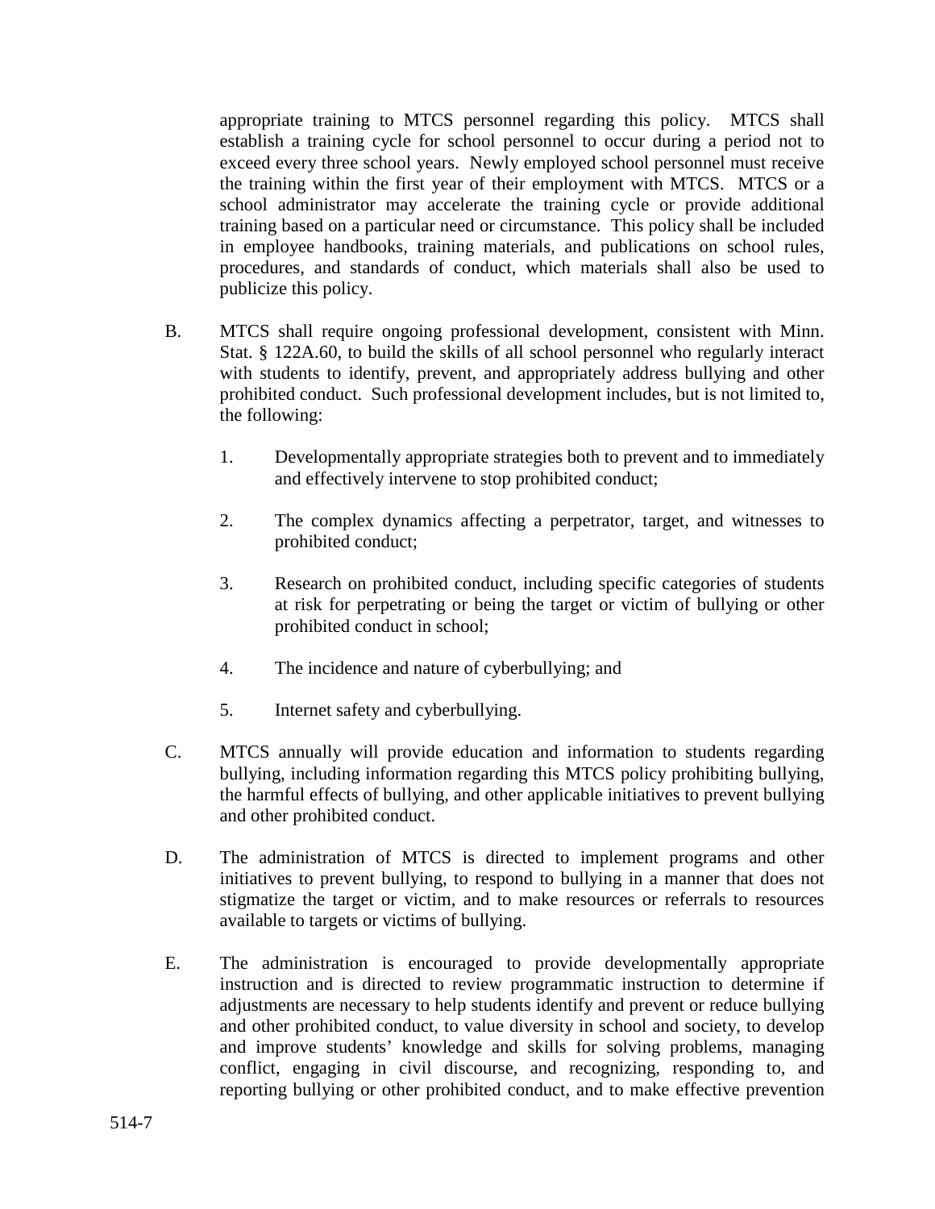appropriate training to MTCS personnel regarding this policy. MTCS shall establish a training cycle for school personnel to occur during a period not to exceed every three school years. Newly employed school personnel must receive the training within the first year of their employment with MTCS. MTCS or a school administrator may accelerate the training cycle or provide additional training based on a particular need or circumstance. This policy shall be included in employee handbooks, training materials, and publications on school rules, procedures, and standards of conduct, which materials shall also be used to publicize this policy.

B. MTCS shall require ongoing professional development, consistent with Minn. Stat. § 122A.60, to build the skills of all school personnel who regularly interact with students to identify, prevent, and appropriately address bullying and other prohibited conduct. Such professional development includes, but is not limited to, the following:

   1. Developmentally appropriate strategies both to prevent and to immediately and effectively intervene to stop prohibited conduct;

   2. The complex dynamics affecting a perpetrator, target, and witnesses to prohibited conduct;

   3. Research on prohibited conduct, including specific categories of students at risk for perpetrating or being the target or victim of bullying or other prohibited conduct in school;

   4. The incidence and nature of cyberbullying; and

   5. Internet safety and cyberbullying.

C. MTCS annually will provide education and information to students regarding bullying, including information regarding this MTCS policy prohibiting bullying, the harmful effects of bullying, and other applicable initiatives to prevent bullying and other prohibited conduct.

D. The administration of MTCS is directed to implement programs and other initiatives to prevent bullying, to respond to bullying in a manner that does not stigmatize the target or victim, and to make resources or referrals to resources available to targets or victims of bullying.

E. The administration is encouraged to provide developmentally appropriate instruction and is directed to review programmatic instruction to determine if adjustments are necessary to help students identify and prevent or reduce bullying and other prohibited conduct, to value diversity in school and society, to develop and improve students' knowledge and skills for solving problems, managing conflict, engaging in civil discourse, and recognizing, responding to, and reporting bullying or other prohibited conduct, and to make effective prevention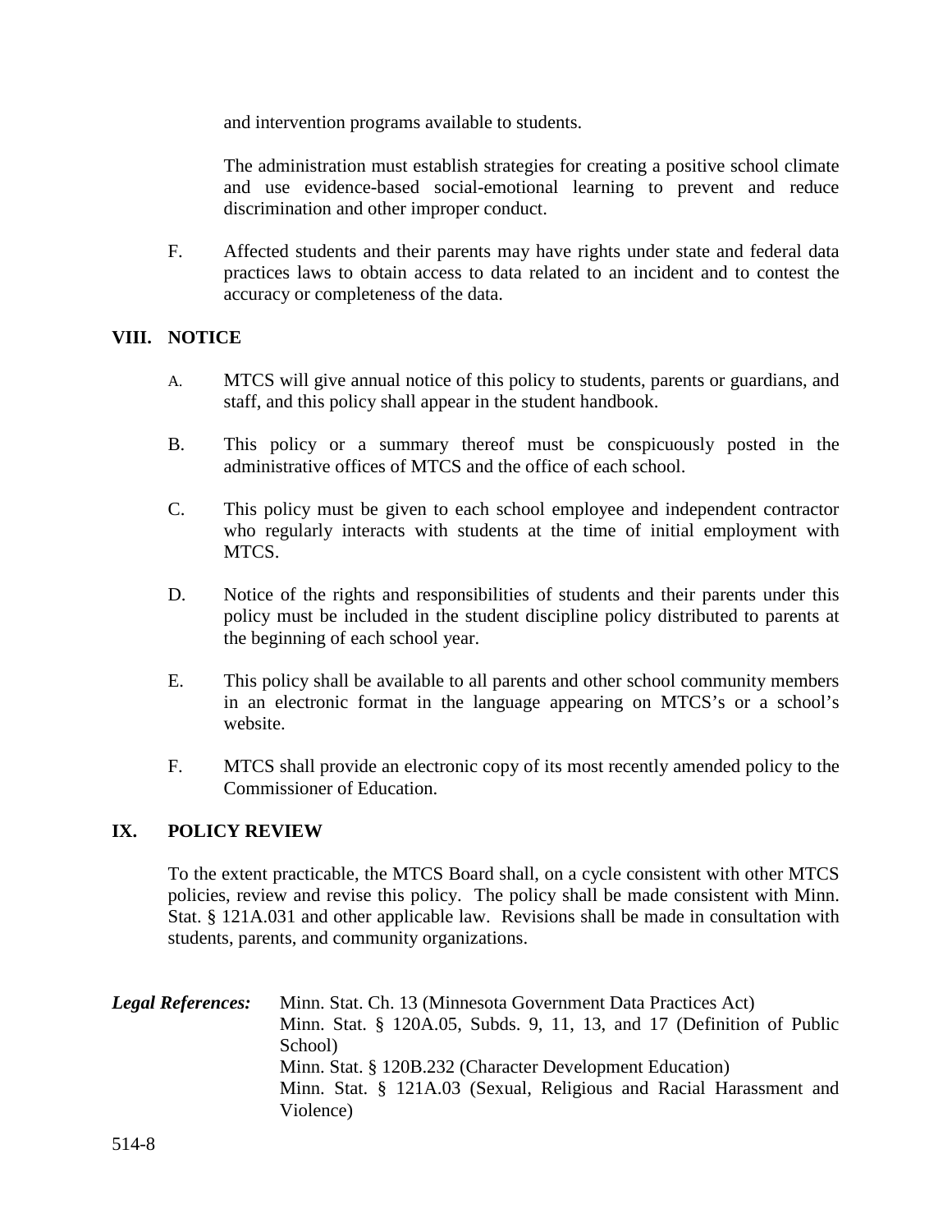and intervention programs available to students.

The administration must establish strategies for creating a positive school climate and use evidence-based social-emotional learning to prevent and reduce discrimination and other improper conduct.

F. Affected students and their parents may have rights under state and federal data practices laws to obtain access to data related to an incident and to contest the accuracy or completeness of the data.

## VIII. NOTICE

A. MTCS will give annual notice of this policy to students, parents or guardians, and staff, and this policy shall appear in the student handbook.

B. This policy or a summary thereof must be conspicuously posted in the administrative offices of MTCS and the office of each school.

C. This policy must be given to each school employee and independent contractor who regularly interacts with students at the time of initial employment with MTCS.

D. Notice of the rights and responsibilities of students and their parents under this policy must be included in the student discipline policy distributed to parents at the beginning of each school year.

E. This policy shall be available to all parents and other school community members in an electronic format in the language appearing on MTCS's or a school's website.

F. MTCS shall provide an electronic copy of its most recently amended policy to the Commissioner of Education.

## IX. POLICY REVIEW

To the extent practicable, the MTCS Board shall, on a cycle consistent with other MTCS policies, review and revise this policy. The policy shall be made consistent with Minn. Stat. § 121A.031 and other applicable law. Revisions shall be made in consultation with students, parents, and community organizations.

***Legal References:*** Minn. Stat. Ch. 13 (Minnesota Government Data Practices Act)
Minn. Stat. § 120A.05, Subds. 9, 11, 13, and 17 (Definition of Public School)
Minn. Stat. § 120B.232 (Character Development Education)
Minn. Stat. § 121A.03 (Sexual, Religious and Racial Harassment and Violence)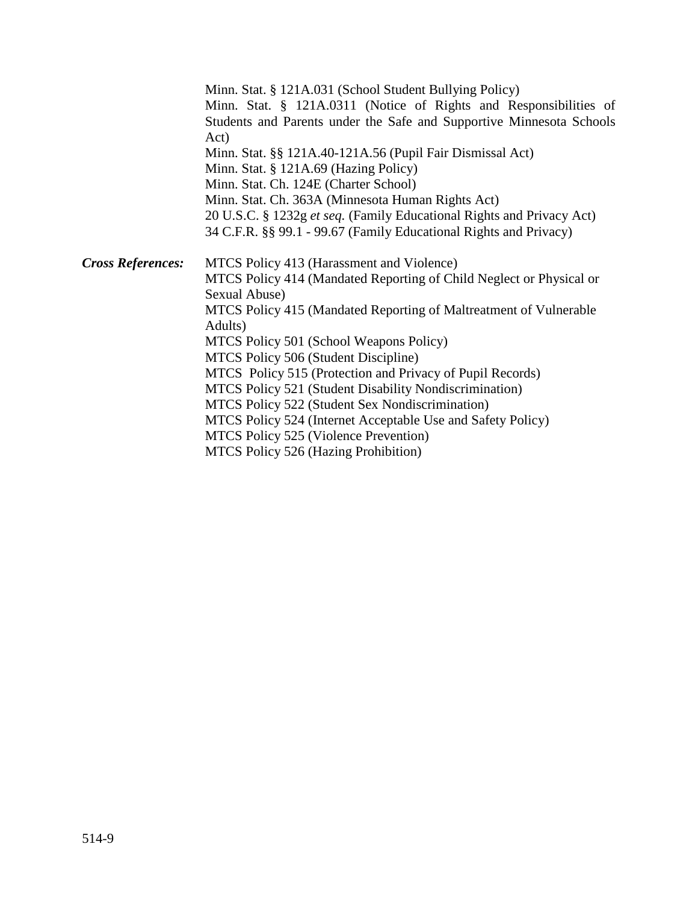Minn. Stat. § 121A.031 (School Student Bullying Policy)
Minn. Stat. § 121A.0311 (Notice of Rights and Responsibilities of Students and Parents under the Safe and Supportive Minnesota Schools Act)
Minn. Stat. §§ 121A.40-121A.56 (Pupil Fair Dismissal Act)
Minn. Stat. § 121A.69 (Hazing Policy)
Minn. Stat. Ch. 124E (Charter School)
Minn. Stat. Ch. 363A (Minnesota Human Rights Act)
20 U.S.C. § 1232g *et seq.* (Family Educational Rights and Privacy Act)
34 C.F.R. §§ 99.1 - 99.67 (Family Educational Rights and Privacy)

***Cross References:***
MTCS Policy 413 (Harassment and Violence)
MTCS Policy 414 (Mandated Reporting of Child Neglect or Physical or Sexual Abuse)
MTCS Policy 415 (Mandated Reporting of Maltreatment of Vulnerable Adults)
MTCS Policy 501 (School Weapons Policy)
MTCS Policy 506 (Student Discipline)
MTCS Policy 515 (Protection and Privacy of Pupil Records)
MTCS Policy 521 (Student Disability Nondiscrimination)
MTCS Policy 522 (Student Sex Nondiscrimination)
MTCS Policy 524 (Internet Acceptable Use and Safety Policy)
MTCS Policy 525 (Violence Prevention)
MTCS Policy 526 (Hazing Prohibition)